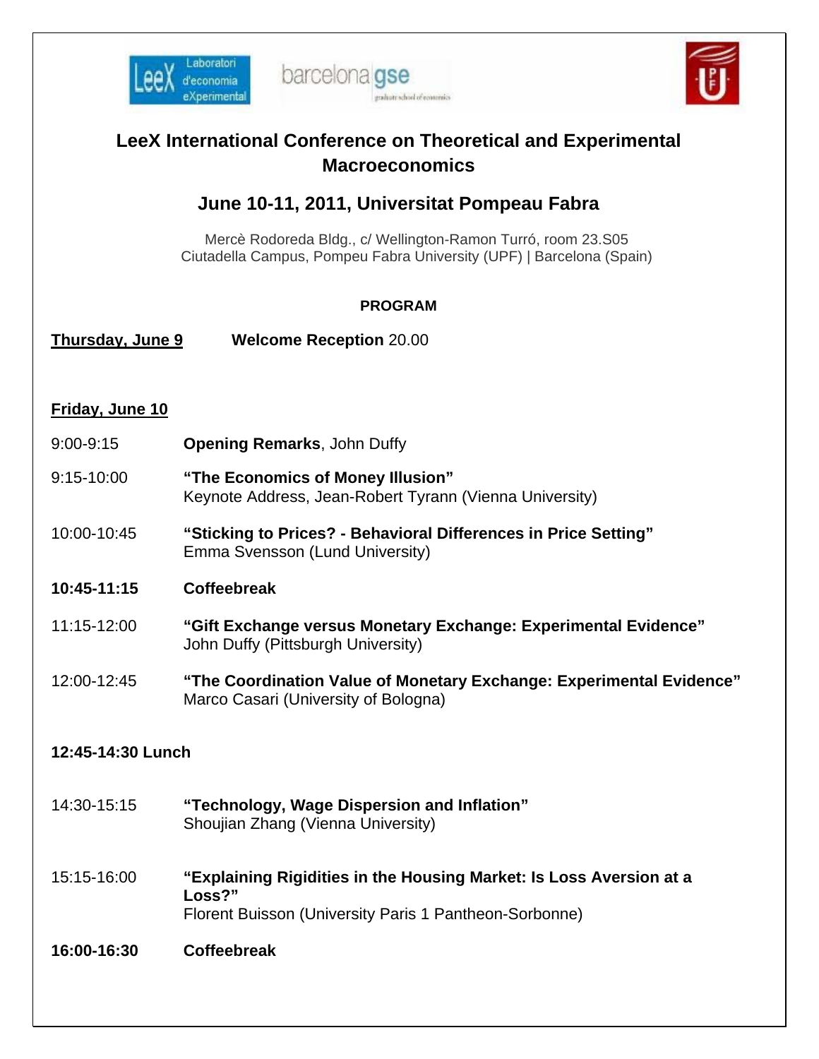# LeeX International Conference on Theoretical and Experimental Macroeconomics

## June 10-11, 2011, Universitat Pompeau Fabra

Mercè Rodoreda Bldg., c/ Wellington-Ramon Turró, room 23.S05
Ciutadella Campus, Pompeu Fabra University (UPF) | Barcelona (Spain)

**PROGRAM**

**Thursday, June 9** **Welcome Reception** 20.00

**Friday, June 10**

9:00-9:15 **Opening Remarks**, John Duffy

9:15-10:00 **"The Economics of Money Illusion"**
Keynote Address, Jean-Robert Tyrann (Vienna University)

10:00-10:45 **"Sticking to Prices? - Behavioral Differences in Price Setting"**
Emma Svensson (Lund University)

**10:45-11:15 Coffeebreak**

11:15-12:00 **"Gift Exchange versus Monetary Exchange: Experimental Evidence"**
John Duffy (Pittsburgh University)

12:00-12:45 **"The Coordination Value of Monetary Exchange: Experimental Evidence"**
Marco Casari (University of Bologna)

**12:45-14:30 Lunch**

14:30-15:15 **"Technology, Wage Dispersion and Inflation"**
Shoujian Zhang (Vienna University)

15:15-16:00 **"Explaining Rigidities in the Housing Market: Is Loss Aversion at a Loss?"**
Florent Buisson (University Paris 1 Pantheon-Sorbonne)

**16:00-16:30 Coffeebreak**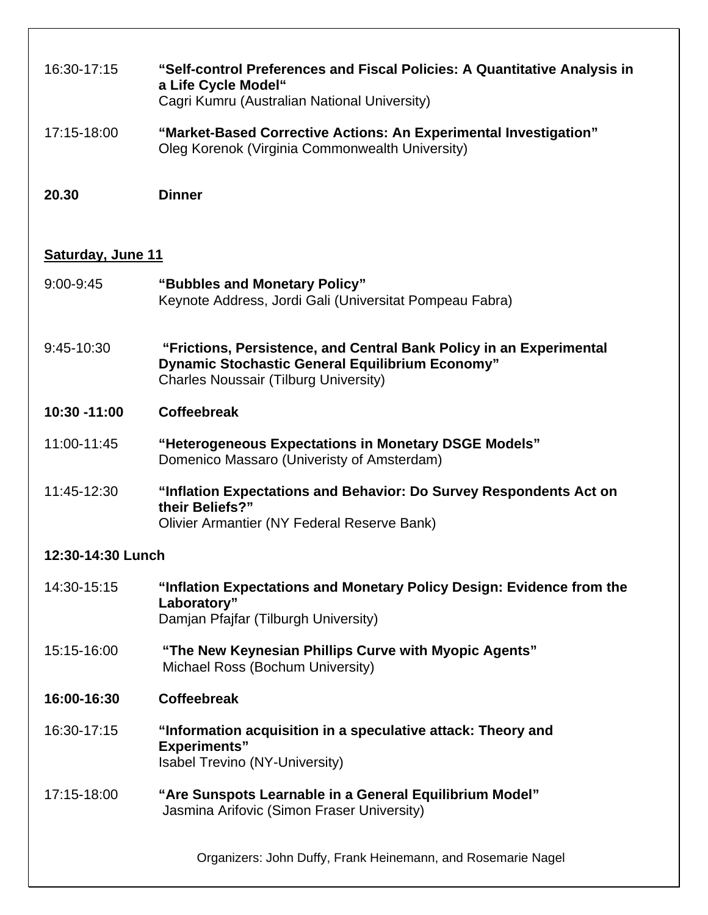16:30-17:15 **“Self-control Preferences and Fiscal Policies: A Quantitative Analysis in a Life Cycle Model“**
Cagri Kumru (Australian National University)

17:15-18:00 **“Market-Based Corrective Actions: An Experimental Investigation”**
Oleg Korenok (Virginia Commonwealth University)

**20.30 Dinner**

## Saturday, June 11

9:00-9:45 **“Bubbles and Monetary Policy”**
Keynote Address, Jordi Gali (Universitat Pompeau Fabra)

9:45-10:30 **“Frictions, Persistence, and Central Bank Policy in an Experimental Dynamic Stochastic General Equilibrium Economy”**
Charles Noussair (Tilburg University)

**10:30 -11:00 Coffeebreak**

11:00-11:45 **“Heterogeneous Expectations in Monetary DSGE Models”**
Domenico Massaro (Univeristy of Amsterdam)

11:45-12:30 **“Inflation Expectations and Behavior: Do Survey Respondents Act on their Beliefs?”**
Olivier Armantier (NY Federal Reserve Bank)

**12:30-14:30 Lunch**

14:30-15:15 **“Inflation Expectations and Monetary Policy Design: Evidence from the Laboratory”**
Damjan Pfajfar (Tilburgh University)

15:15-16:00 **“The New Keynesian Phillips Curve with Myopic Agents”**
Michael Ross (Bochum University)

**16:00-16:30 Coffeebreak**

16:30-17:15 **“Information acquisition in a speculative attack: Theory and Experiments”**
Isabel Trevino (NY-University)

17:15-18:00 **“Are Sunspots Learnable in a General Equilibrium Model”**
Jasmina Arifovic (Simon Fraser University)

Organizers: John Duffy, Frank Heinemann, and Rosemarie Nagel